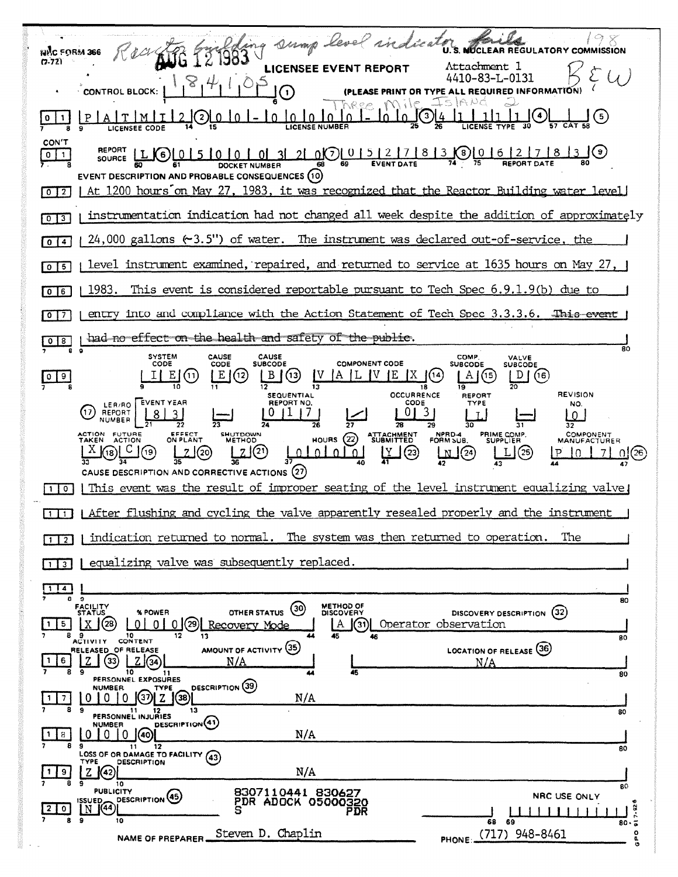NRC FORM 366 (7-77)

*Reactor building sump level indicator fails* — 198

AUG 12 1983

U.S. NUCLEAR REGULATORY COMMISSION

# LICENSEE EVENT REPORT

Attachment 1
4410-83-L-0131

B&W

CONTROL BLOCK: 1 8 4 1 0 5 (1) (PLEASE PRINT OR TYPE ALL REQUIRED INFORMATION)

*Three Mile Island 2*

01 | P A T M I 2 (2) | 0 0 - 0 0 0 0 0 - 0 0 (3) | 4 1 1 1 1 (4) | (5)
LICENSEE CODE | LICENSE NUMBER | LICENSE TYPE | CAT

CON'T
01 | REPORT SOURCE L (6) | 0 5 0 0 0 3 2 0 (7) | 0 5 2 7 8 3 (8) | 0 6 2 7 8 3 (9)
DOCKET NUMBER | EVENT DATE | REPORT DATE

EVENT DESCRIPTION AND PROBABLE CONSEQUENCES (10)

02 At 1200 hours on May 27, 1983, it was recognized that the Reactor Building water level
03 instrumentation indication had not changed all week despite the addition of approximately
04 24,000 gallons (~3.5") of water. The instrument was declared out-of-service, the
05 level instrument examined, repaired, and returned to service at 1635 hours on May 27,
06 1983. This event is considered reportable pursuant to Tech Spec 6.9.1.9(b) due to
07 entry into and compliance with the Action Statement of Tech Spec 3.3.3.6. ~~This event~~
08 ~~had no effect on the health and safety of the public.~~

| SYSTEM CODE | CAUSE CODE | CAUSE SUBCODE | COMPONENT CODE | COMP. SUBCODE | VALVE SUBCODE |
|---|---|---|---|---|---|
| I E (11) | E (12) | B (13) | V A L V E X (14) | A (15) | D (16) |

(17) LER/RO REPORT NUMBER

| EVENT YEAR | | SEQUENTIAL REPORT NO. | | OCCURRENCE CODE | REPORT TYPE | | REVISION NO. |
|---|---|---|---|---|---|---|---|
| 8 3 | — | 0 1 7 | / | 0 3 | L | — | 0 |

| ACTION TAKEN | FUTURE ACTION | EFFECT ON PLANT | SHUTDOWN METHOD | HOURS (22) | ATTACHMENT SUBMITTED | NPRD-4 FORM SUB. | PRIME COMP. SUPPLIER | COMPONENT MANUFACTURER |
|---|---|---|---|---|---|---|---|---|
| X (18) | C (19) | Z (20) | Z (21) | 0 0 0 0 | Y (23) | N (24) | L (25) | P 0 7 0 (26) |

CAUSE DESCRIPTION AND CORRECTIVE ACTIONS (27)

10 This event was the result of improper seating of the level instrument equalizing valve.
11 After flushing and cycling the valve apparently resealed properly and the instrument
12 indication returned to normal. The system was then returned to operation. The
13 equalizing valve was subsequently replaced.
14

| | FACILITY STATUS | % POWER | OTHER STATUS (30) | METHOD OF DISCOVERY | DISCOVERY DESCRIPTION (32) |
|---|---|---|---|---|---|
| 15 | X (28) | 0 0 0 (29) | Recovery Mode | A (31) | Operator observation |

| | ACTIVITY RELEASED | CONTENT OF RELEASE | AMOUNT OF ACTIVITY (35) | LOCATION OF RELEASE (36) |
|---|---|---|---|---|
| 16 | Z (33) | Z (34) | N/A | N/A |

PERSONNEL EXPOSURES

| | NUMBER | TYPE | DESCRIPTION (39) |
|---|---|---|---|
| 17 | 0 0 0 (37) | Z (38) | N/A |

PERSONNEL INJURIES

| | NUMBER | DESCRIPTION (41) |
|---|---|---|
| 18 | 0 0 0 (40) | N/A |

LOSS OF OR DAMAGE TO FACILITY (43)

| | TYPE | DESCRIPTION |
|---|---|---|
| 19 | Z (42) | N/A |

PUBLICITY

| | ISSUED | DESCRIPTION (45) |
|---|---|---|
| 20 | N (44) | |

8307110441 830627
PDR ADOCK 05000320
S PDR

NRC USE ONLY

NAME OF PREPARER: Steven D. Chaplin — PHONE: (717) 948-8461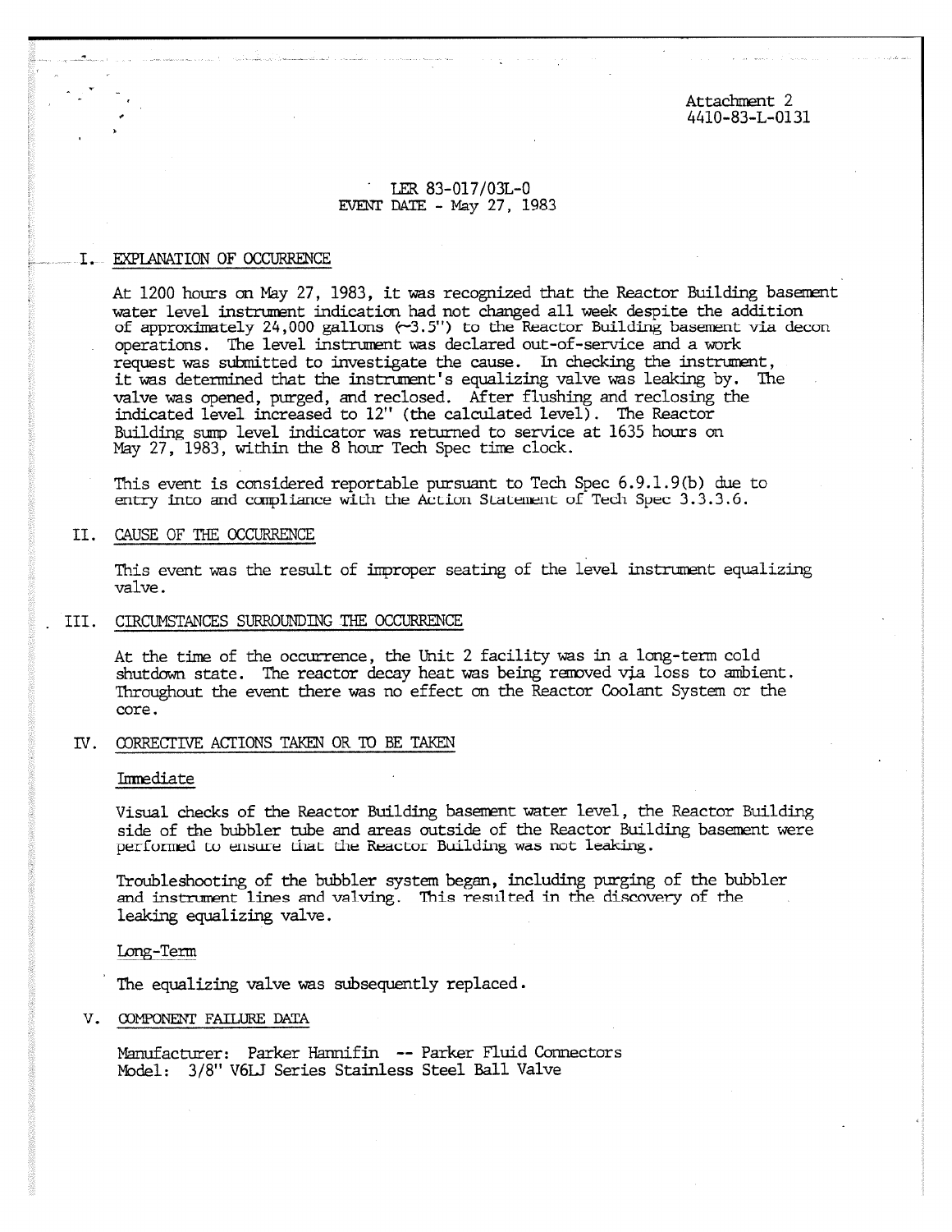Attachment 2
4410-83-L-0131

LER 83-017/03L-0
EVENT DATE - May 27, 1983

## I. EXPLANATION OF OCCURRENCE

At 1200 hours on May 27, 1983, it was recognized that the Reactor Building basement water level instrument indication had not changed all week despite the addition of approximately 24,000 gallons (~3.5") to the Reactor Building basement via decon operations. The level instrument was declared out-of-service and a work request was submitted to investigate the cause. In checking the instrument, it was determined that the instrument's equalizing valve was leaking by. The valve was opened, purged, and reclosed. After flushing and reclosing the indicated level increased to 12" (the calculated level). The Reactor Building sump level indicator was returned to service at 1635 hours on May 27, 1983, within the 8 hour Tech Spec time clock.

This event is considered reportable pursuant to Tech Spec 6.9.1.9(b) due to entry into and compliance with the Action Statement of Tech Spec 3.3.3.6.

## II. CAUSE OF THE OCCURRENCE

This event was the result of improper seating of the level instrument equalizing valve.

## III. CIRCUMSTANCES SURROUNDING THE OCCURRENCE

At the time of the occurrence, the Unit 2 facility was in a long-term cold shutdown state. The reactor decay heat was being removed via loss to ambient. Throughout the event there was no effect on the Reactor Coolant System or the core.

## IV. CORRECTIVE ACTIONS TAKEN OR TO BE TAKEN

### Immediate

Visual checks of the Reactor Building basement water level, the Reactor Building side of the bubbler tube and areas outside of the Reactor Building basement were performed to ensure that the Reactor Building was not leaking.

Troubleshooting of the bubbler system began, including purging of the bubbler and instrument lines and valving. This resulted in the discovery of the leaking equalizing valve.

### Long-Term

The equalizing valve was subsequently replaced.

## V. COMPONENT FAILURE DATA

Manufacturer: Parker Hannifin -- Parker Fluid Connectors
Model: 3/8" V6LJ Series Stainless Steel Ball Valve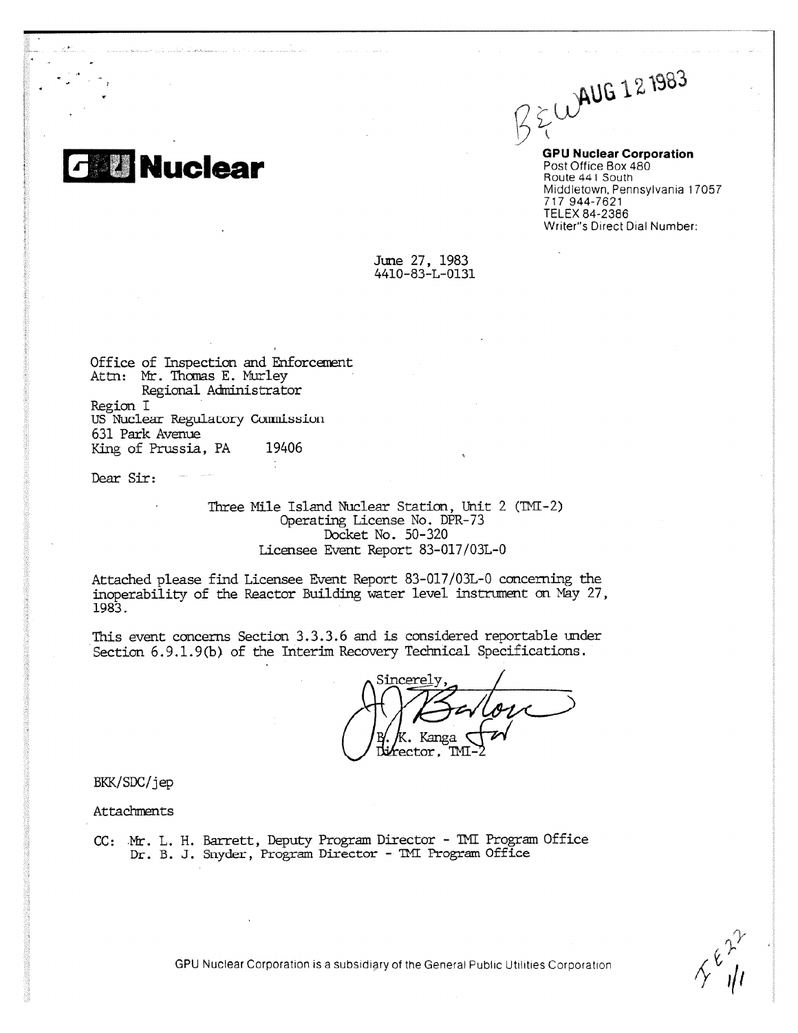AUG 12 1983

**GPU Nuclear**

**GPU Nuclear Corporation**
Post Office Box 480
Route 441 South
Middletown, Pennsylvania 17057
717 944-7621
TELEX 84-2386
Writer's Direct Dial Number:

June 27, 1983
4410-83-L-0131

Office of Inspection and Enforcement
Attn: Mr. Thomas E. Murley
Regional Administrator
Region I
US Nuclear Regulatory Commission
631 Park Avenue
King of Prussia, PA 19406

Dear Sir:

Three Mile Island Nuclear Station, Unit 2 (TMI-2)
Operating License No. DPR-73
Docket No. 50-320
Licensee Event Report 83-017/03L-0

Attached please find Licensee Event Report 83-017/03L-0 concerning the inoperability of the Reactor Building water level instrument on May 27, 1983.

This event concerns Section 3.3.3.6 and is considered reportable under Section 6.9.1.9(b) of the Interim Recovery Technical Specifications.

Sincerely,

B. K. Kanga for
Director, TMI-2

BKK/SDC/jep

Attachments

CC: Mr. L. H. Barrett, Deputy Program Director - TMI Program Office
Dr. B. J. Snyder, Program Director - TMI Program Office

GPU Nuclear Corporation is a subsidiary of the General Public Utilities Corporation